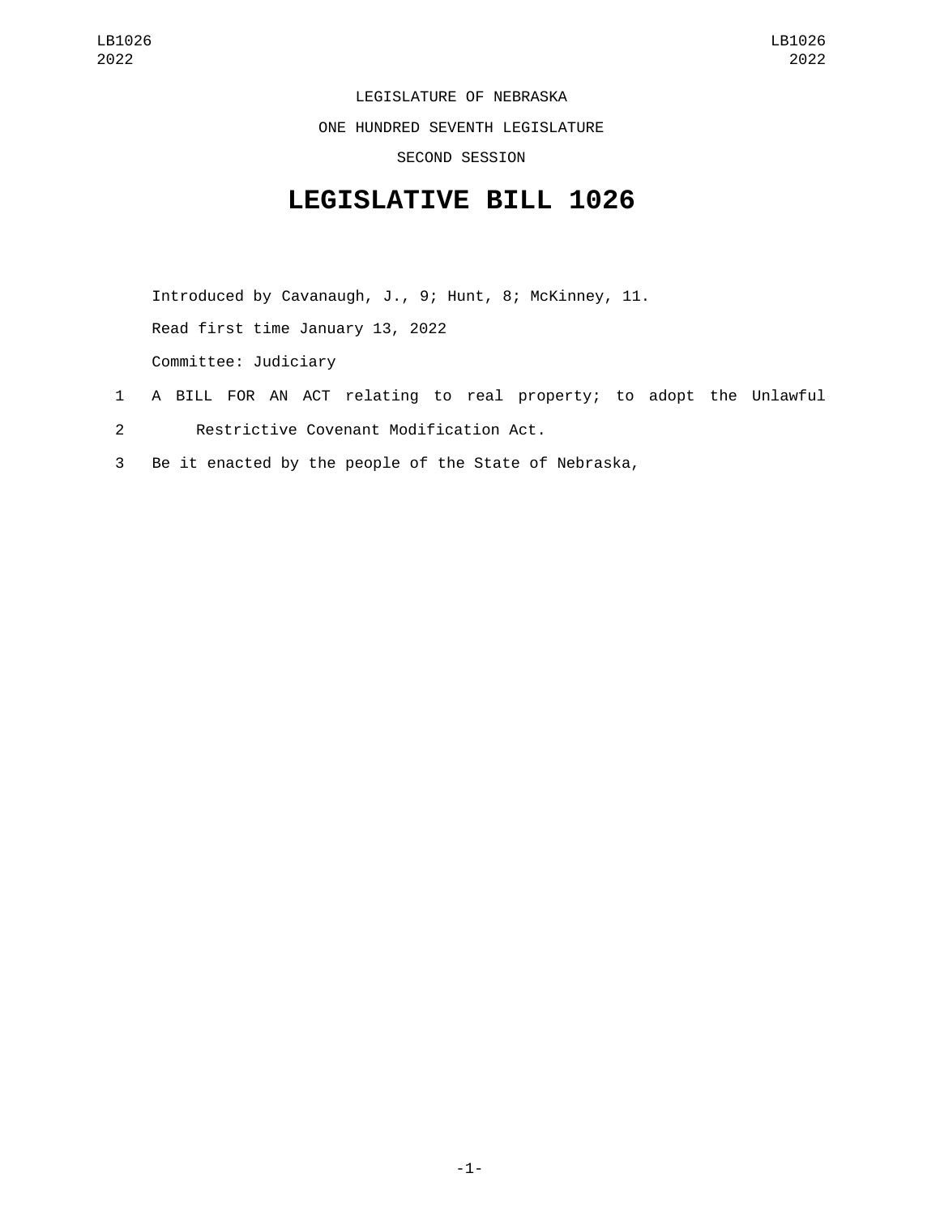LEGISLATURE OF NEBRASKA

ONE HUNDRED SEVENTH LEGISLATURE

SECOND SESSION

# LEGISLATIVE BILL 1026

Introduced by Cavanaugh, J., 9; Hunt, 8; McKinney, 11.

Read first time January 13, 2022

Committee: Judiciary

1 A BILL FOR AN ACT relating to real property; to adopt the Unlawful

2 Restrictive Covenant Modification Act.

3 Be it enacted by the people of the State of Nebraska,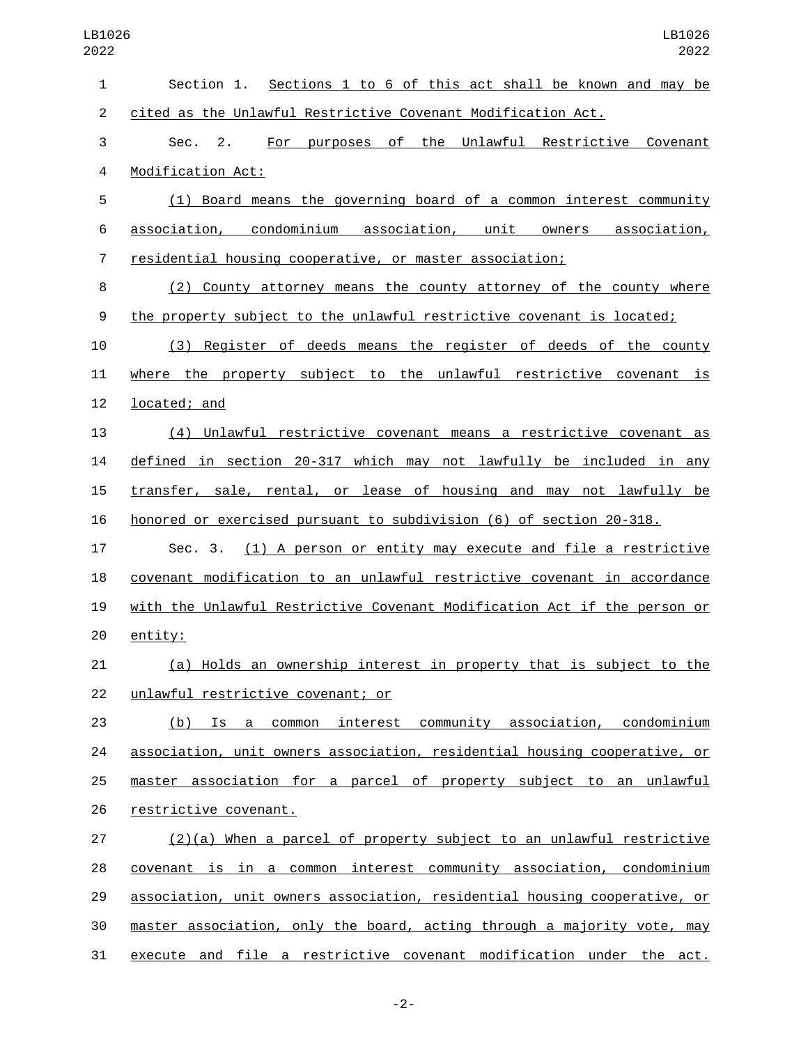Section 1. Sections 1 to 6 of this act shall be known and may be cited as the Unlawful Restrictive Covenant Modification Act.

Sec. 2. For purposes of the Unlawful Restrictive Covenant Modification Act:

(1) Board means the governing board of a common interest community association, condominium association, unit owners association, residential housing cooperative, or master association;

(2) County attorney means the county attorney of the county where the property subject to the unlawful restrictive covenant is located;

(3) Register of deeds means the register of deeds of the county where the property subject to the unlawful restrictive covenant is located; and

(4) Unlawful restrictive covenant means a restrictive covenant as defined in section 20-317 which may not lawfully be included in any transfer, sale, rental, or lease of housing and may not lawfully be honored or exercised pursuant to subdivision (6) of section 20-318.

Sec. 3. (1) A person or entity may execute and file a restrictive covenant modification to an unlawful restrictive covenant in accordance with the Unlawful Restrictive Covenant Modification Act if the person or entity:

(a) Holds an ownership interest in property that is subject to the unlawful restrictive covenant; or

(b) Is a common interest community association, condominium association, unit owners association, residential housing cooperative, or master association for a parcel of property subject to an unlawful restrictive covenant.

(2)(a) When a parcel of property subject to an unlawful restrictive covenant is in a common interest community association, condominium association, unit owners association, residential housing cooperative, or master association, only the board, acting through a majority vote, may execute and file a restrictive covenant modification under the act.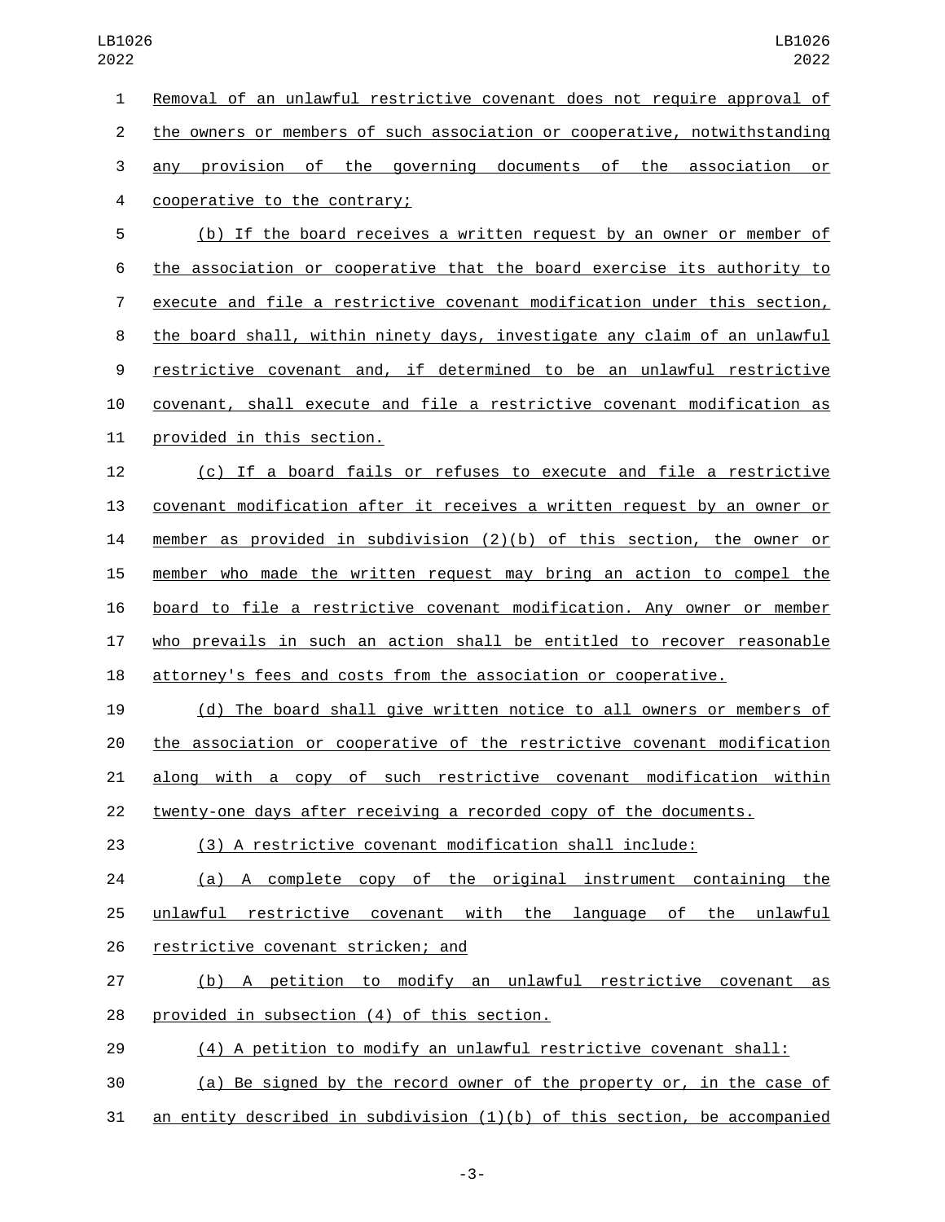Removal of an unlawful restrictive covenant does not require approval of the owners or members of such association or cooperative, notwithstanding any provision of the governing documents of the association or cooperative to the contrary;

(b) If the board receives a written request by an owner or member of the association or cooperative that the board exercise its authority to execute and file a restrictive covenant modification under this section, the board shall, within ninety days, investigate any claim of an unlawful restrictive covenant and, if determined to be an unlawful restrictive covenant, shall execute and file a restrictive covenant modification as provided in this section.

(c) If a board fails or refuses to execute and file a restrictive covenant modification after it receives a written request by an owner or member as provided in subdivision (2)(b) of this section, the owner or member who made the written request may bring an action to compel the board to file a restrictive covenant modification. Any owner or member who prevails in such an action shall be entitled to recover reasonable attorney's fees and costs from the association or cooperative.

(d) The board shall give written notice to all owners or members of the association or cooperative of the restrictive covenant modification along with a copy of such restrictive covenant modification within twenty-one days after receiving a recorded copy of the documents.

(3) A restrictive covenant modification shall include:

(a) A complete copy of the original instrument containing the unlawful restrictive covenant with the language of the unlawful restrictive covenant stricken; and

(b) A petition to modify an unlawful restrictive covenant as provided in subsection (4) of this section.

(4) A petition to modify an unlawful restrictive covenant shall:

(a) Be signed by the record owner of the property or, in the case of an entity described in subdivision (1)(b) of this section, be accompanied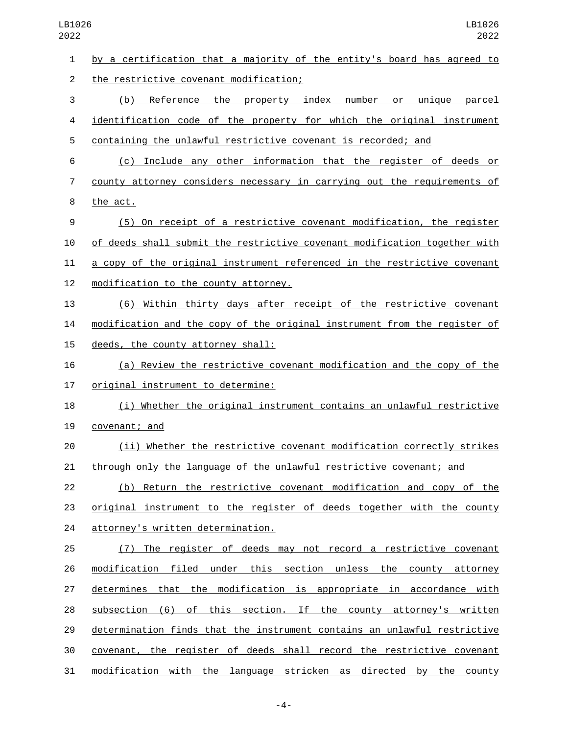by a certification that a majority of the entity's board has agreed to the restrictive covenant modification;

(b) Reference the property index number or unique parcel identification code of the property for which the original instrument containing the unlawful restrictive covenant is recorded; and

(c) Include any other information that the register of deeds or county attorney considers necessary in carrying out the requirements of the act.

(5) On receipt of a restrictive covenant modification, the register of deeds shall submit the restrictive covenant modification together with a copy of the original instrument referenced in the restrictive covenant modification to the county attorney.

(6) Within thirty days after receipt of the restrictive covenant modification and the copy of the original instrument from the register of deeds, the county attorney shall:

(a) Review the restrictive covenant modification and the copy of the original instrument to determine:

(i) Whether the original instrument contains an unlawful restrictive covenant; and

(ii) Whether the restrictive covenant modification correctly strikes through only the language of the unlawful restrictive covenant; and

(b) Return the restrictive covenant modification and copy of the original instrument to the register of deeds together with the county attorney's written determination.

(7) The register of deeds may not record a restrictive covenant modification filed under this section unless the county attorney determines that the modification is appropriate in accordance with subsection (6) of this section. If the county attorney's written determination finds that the instrument contains an unlawful restrictive covenant, the register of deeds shall record the restrictive covenant modification with the language stricken as directed by the county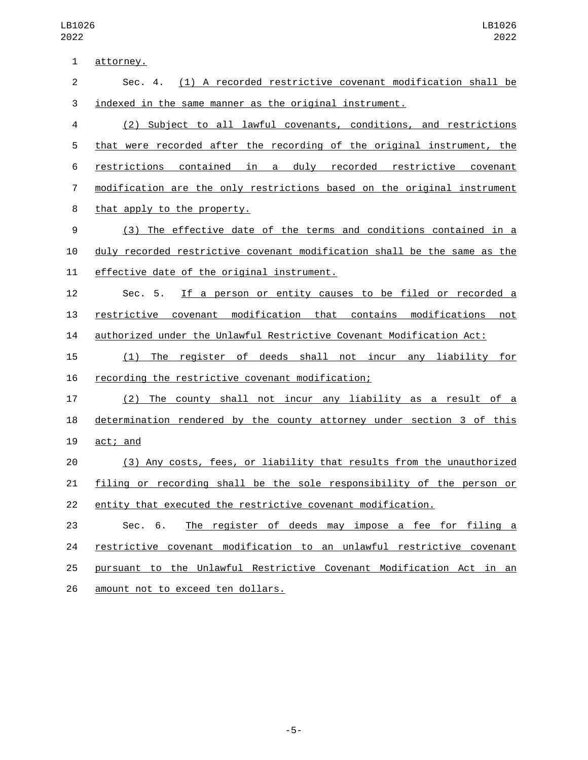attorney.

Sec. 4. (1) A recorded restrictive covenant modification shall be indexed in the same manner as the original instrument.

(2) Subject to all lawful covenants, conditions, and restrictions that were recorded after the recording of the original instrument, the restrictions contained in a duly recorded restrictive covenant modification are the only restrictions based on the original instrument that apply to the property.

(3) The effective date of the terms and conditions contained in a duly recorded restrictive covenant modification shall be the same as the effective date of the original instrument.

Sec. 5. If a person or entity causes to be filed or recorded a restrictive covenant modification that contains modifications not authorized under the Unlawful Restrictive Covenant Modification Act:

(1) The register of deeds shall not incur any liability for recording the restrictive covenant modification;

(2) The county shall not incur any liability as a result of a determination rendered by the county attorney under section 3 of this act; and

(3) Any costs, fees, or liability that results from the unauthorized filing or recording shall be the sole responsibility of the person or entity that executed the restrictive covenant modification.

Sec. 6. The register of deeds may impose a fee for filing a restrictive covenant modification to an unlawful restrictive covenant pursuant to the Unlawful Restrictive Covenant Modification Act in an amount not to exceed ten dollars.